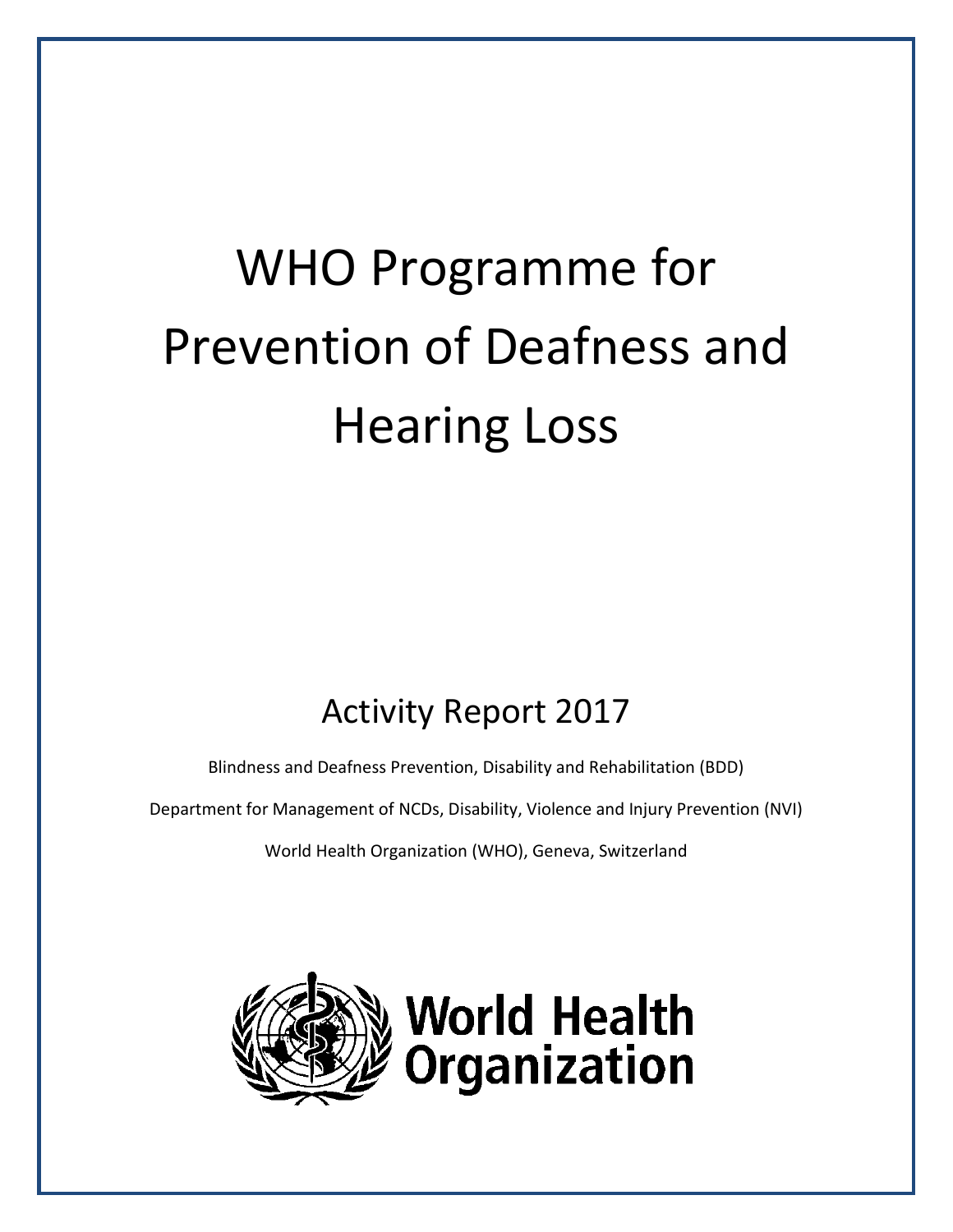# WHO Programme for Prevention of Deafness and Hearing Loss

## Activity Report 2017

Blindness and Deafness Prevention, Disability and Rehabilitation (BDD)

Department for Management of NCDs, Disability, Violence and Injury Prevention (NVI)

World Health Organization (WHO), Geneva, Switzerland

World Health Organization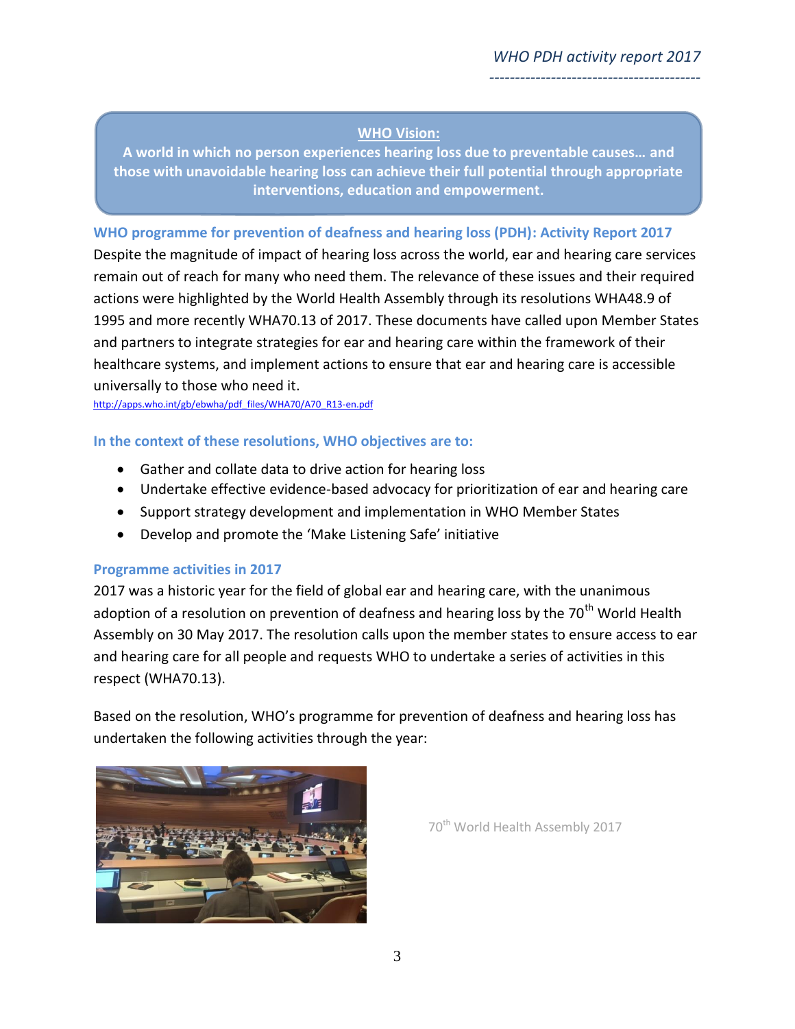**WHO Vision:**

**A world in which no person experiences hearing loss due to preventable causes… and those with unavoidable hearing loss can achieve their full potential through appropriate interventions, education and empowerment.**

## WHO programme for prevention of deafness and hearing loss (PDH): Activity Report 2017

Despite the magnitude of impact of hearing loss across the world, ear and hearing care services remain out of reach for many who need them. The relevance of these issues and their required actions were highlighted by the World Health Assembly through its resolutions WHA48.9 of 1995 and more recently WHA70.13 of 2017. These documents have called upon Member States and partners to integrate strategies for ear and hearing care within the framework of their healthcare systems, and implement actions to ensure that ear and hearing care is accessible universally to those who need it.

http://apps.who.int/gb/ebwha/pdf_files/WHA70/A70_R13-en.pdf

### In the context of these resolutions, WHO objectives are to:

- Gather and collate data to drive action for hearing loss
- Undertake effective evidence-based advocacy for prioritization of ear and hearing care
- Support strategy development and implementation in WHO Member States
- Develop and promote the 'Make Listening Safe' initiative

### Programme activities in 2017

2017 was a historic year for the field of global ear and hearing care, with the unanimous adoption of a resolution on prevention of deafness and hearing loss by the 70th World Health Assembly on 30 May 2017. The resolution calls upon the member states to ensure access to ear and hearing care for all people and requests WHO to undertake a series of activities in this respect (WHA70.13).

Based on the resolution, WHO's programme for prevention of deafness and hearing loss has undertaken the following activities through the year:

70th World Health Assembly 2017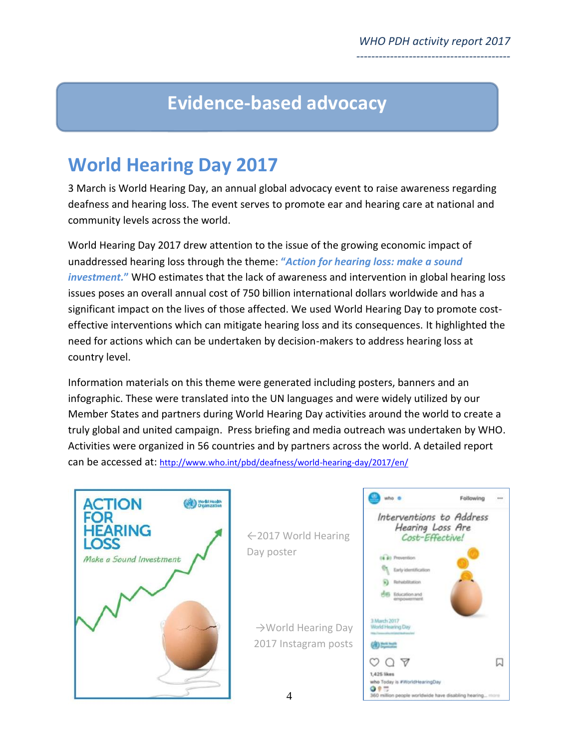# Evidence-based advocacy

## World Hearing Day 2017

3 March is World Hearing Day, an annual global advocacy event to raise awareness regarding deafness and hearing loss. The event serves to promote ear and hearing care at national and community levels across the world.

World Hearing Day 2017 drew attention to the issue of the growing economic impact of unaddressed hearing loss through the theme: ***"Action for hearing loss: make a sound investment."*** WHO estimates that the lack of awareness and intervention in global hearing loss issues poses an overall annual cost of 750 billion international dollars worldwide and has a significant impact on the lives of those affected. We used World Hearing Day to promote cost-effective interventions which can mitigate hearing loss and its consequences. It highlighted the need for actions which can be undertaken by decision-makers to address hearing loss at country level.

Information materials on this theme were generated including posters, banners and an infographic. These were translated into the UN languages and were widely utilized by our Member States and partners during World Hearing Day activities around the world to create a truly global and united campaign. Press briefing and media outreach was undertaken by WHO. Activities were organized in 56 countries and by partners across the world. A detailed report can be accessed at: http://www.who.int/pbd/deafness/world-hearing-day/2017/en/

←2017 World Hearing Day poster

→World Hearing Day 2017 Instagram posts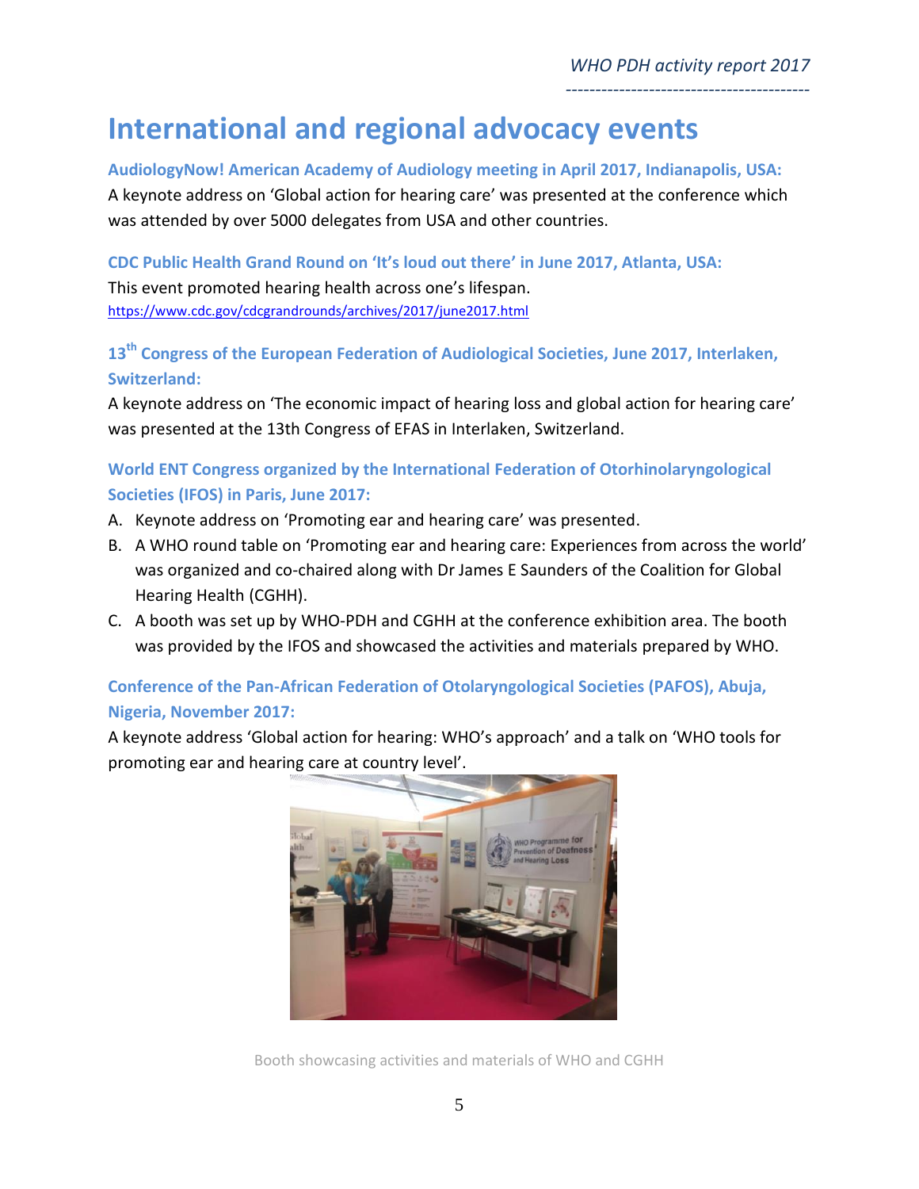# International and regional advocacy events

### AudiologyNow! American Academy of Audiology meeting in April 2017, Indianapolis, USA:

A keynote address on 'Global action for hearing care' was presented at the conference which was attended by over 5000 delegates from USA and other countries.

### CDC Public Health Grand Round on 'It's loud out there' in June 2017, Atlanta, USA:

This event promoted hearing health across one's lifespan.
https://www.cdc.gov/cdcgrandrounds/archives/2017/june2017.html

### 13th Congress of the European Federation of Audiological Societies, June 2017, Interlaken, Switzerland:

A keynote address on 'The economic impact of hearing loss and global action for hearing care' was presented at the 13th Congress of EFAS in Interlaken, Switzerland.

### World ENT Congress organized by the International Federation of Otorhinolaryngological Societies (IFOS) in Paris, June 2017:

A. Keynote address on 'Promoting ear and hearing care' was presented.
B. A WHO round table on 'Promoting ear and hearing care: Experiences from across the world' was organized and co-chaired along with Dr James E Saunders of the Coalition for Global Hearing Health (CGHH).
C. A booth was set up by WHO-PDH and CGHH at the conference exhibition area. The booth was provided by the IFOS and showcased the activities and materials prepared by WHO.

### Conference of the Pan-African Federation of Otolaryngological Societies (PAFOS), Abuja, Nigeria, November 2017:

A keynote address 'Global action for hearing: WHO's approach' and a talk on 'WHO tools for promoting ear and hearing care at country level'.

Booth showcasing activities and materials of WHO and CGHH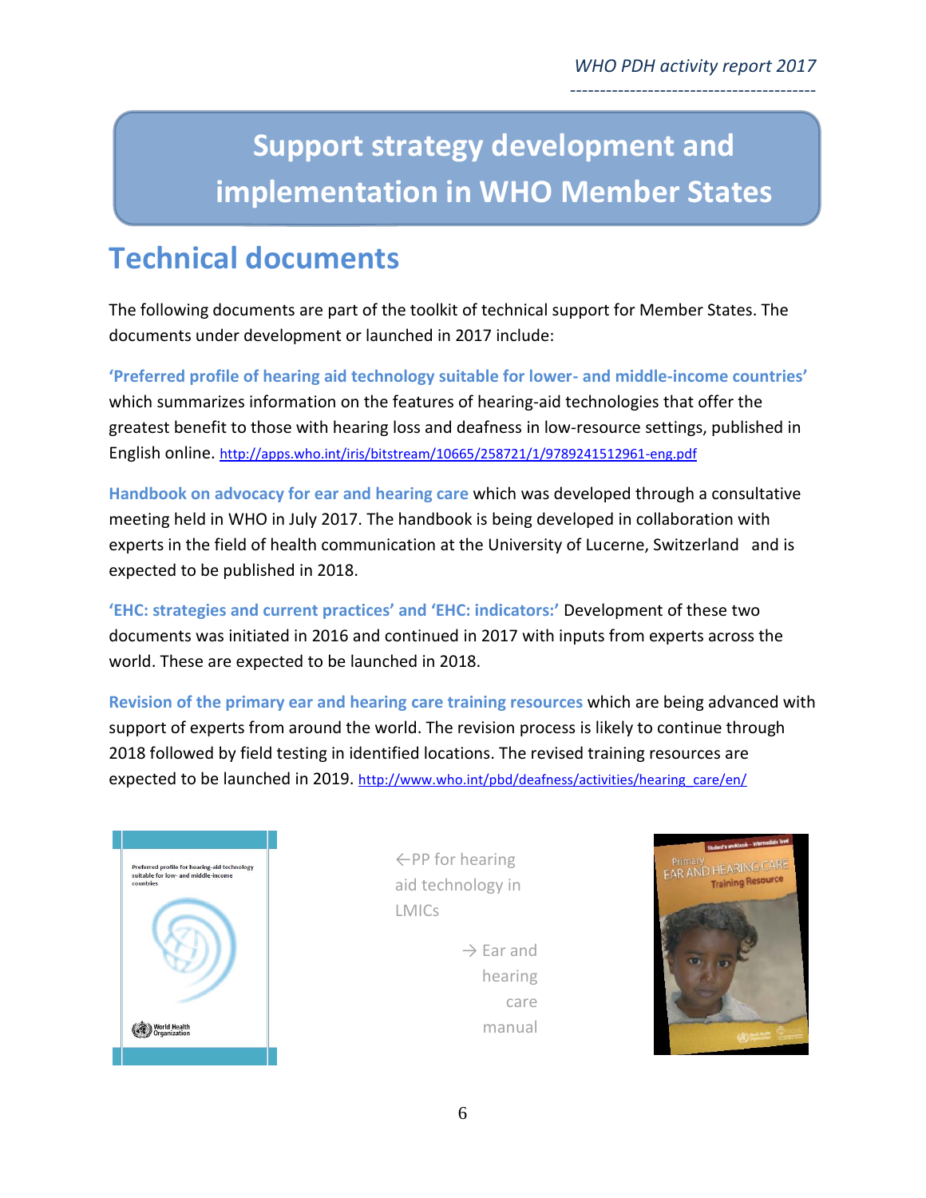# Support strategy development and implementation in WHO Member States

## Technical documents

The following documents are part of the toolkit of technical support for Member States. The documents under development or launched in 2017 include:

**'Preferred profile of hearing aid technology suitable for lower- and middle-income countries'** which summarizes information on the features of hearing-aid technologies that offer the greatest benefit to those with hearing loss and deafness in low-resource settings, published in English online. http://apps.who.int/iris/bitstream/10665/258721/1/9789241512961-eng.pdf

**Handbook on advocacy for ear and hearing care** which was developed through a consultative meeting held in WHO in July 2017. The handbook is being developed in collaboration with experts in the field of health communication at the University of Lucerne, Switzerland and is expected to be published in 2018.

**'EHC: strategies and current practices' and 'EHC: indicators:'** Development of these two documents was initiated in 2016 and continued in 2017 with inputs from experts across the world. These are expected to be launched in 2018.

**Revision of the primary ear and hearing care training resources** which are being advanced with support of experts from around the world. The revision process is likely to continue through 2018 followed by field testing in identified locations. The revised training resources are expected to be launched in 2019. http://www.who.int/pbd/deafness/activities/hearing_care/en/

←PP for hearing aid technology in LMICs

→ Ear and hearing care manual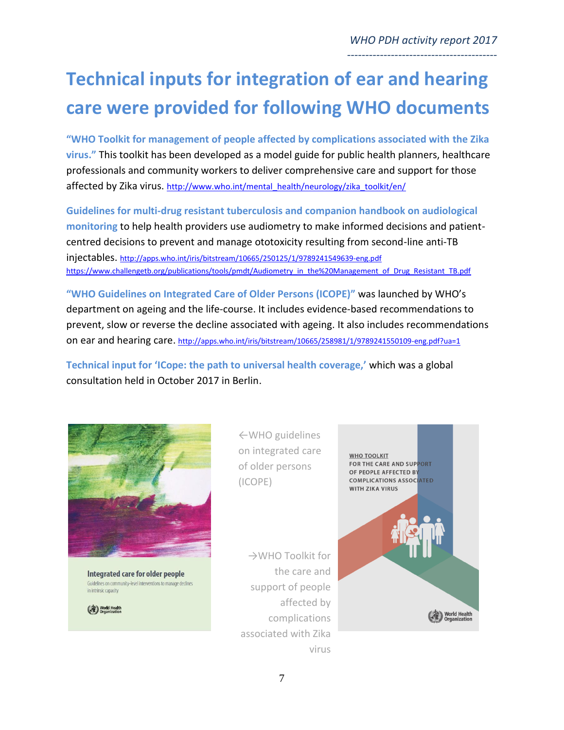# Technical inputs for integration of ear and hearing care were provided for following WHO documents

**"WHO Toolkit for management of people affected by complications associated with the Zika virus."** This toolkit has been developed as a model guide for public health planners, healthcare professionals and community workers to deliver comprehensive care and support for those affected by Zika virus. http://www.who.int/mental_health/neurology/zika_toolkit/en/

**Guidelines for multi-drug resistant tuberculosis and companion handbook on audiological monitoring** to help health providers use audiometry to make informed decisions and patient-centred decisions to prevent and manage ototoxicity resulting from second-line anti-TB injectables. http://apps.who.int/iris/bitstream/10665/250125/1/9789241549639-eng.pdf https://www.challengetb.org/publications/tools/pmdt/Audiometry_in_the%20Management_of_Drug_Resistant_TB.pdf

**"WHO Guidelines on Integrated Care of Older Persons (ICOPE)"** was launched by WHO's department on ageing and the life-course. It includes evidence-based recommendations to prevent, slow or reverse the decline associated with ageing. It also includes recommendations on ear and hearing care. http://apps.who.int/iris/bitstream/10665/258981/1/9789241550109-eng.pdf?ua=1

**Technical input for 'ICope: the path to universal health coverage,'** which was a global consultation held in October 2017 in Berlin.

←WHO guidelines on integrated care of older persons (ICOPE)

→WHO Toolkit for the care and support of people affected by complications associated with Zika virus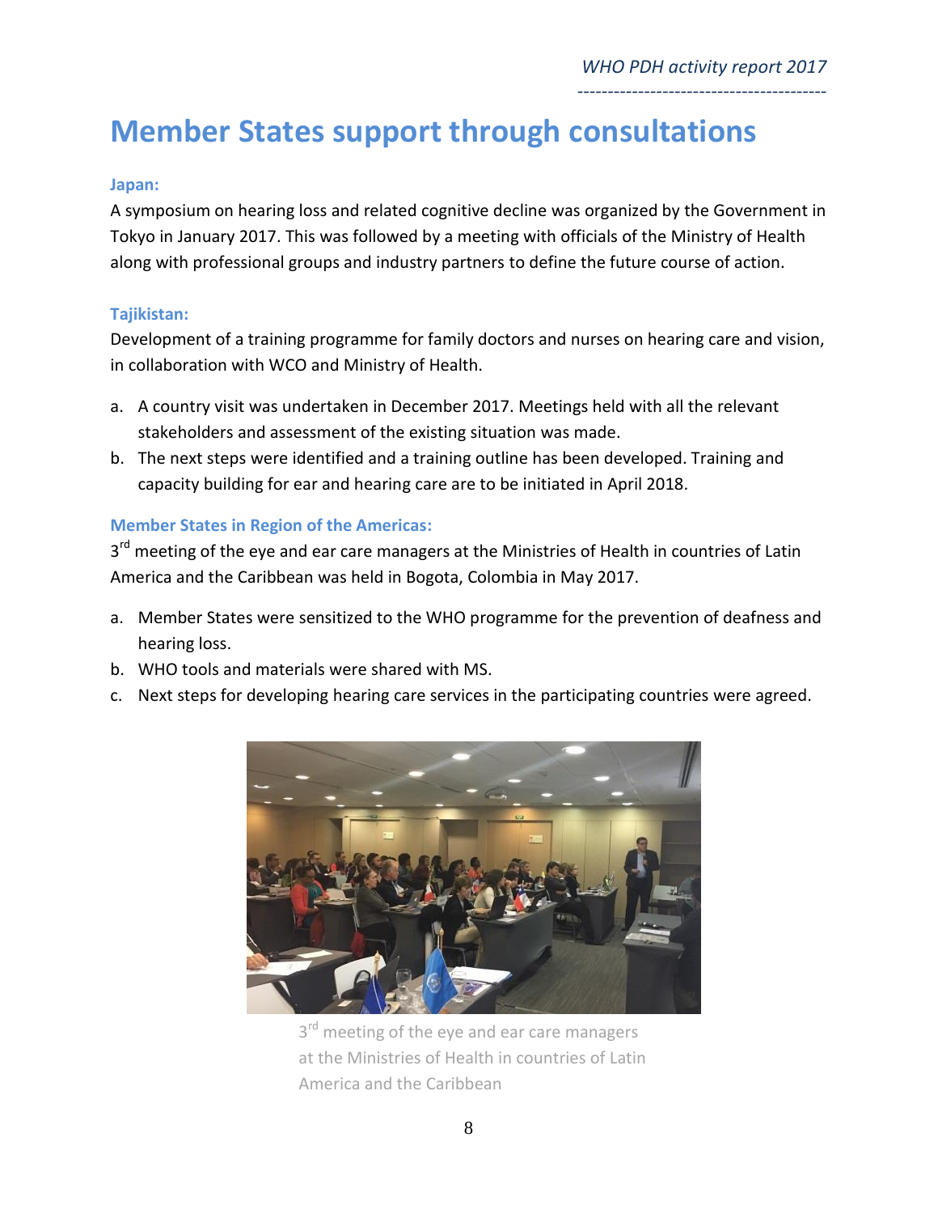# Member States support through consultations

### Japan:

A symposium on hearing loss and related cognitive decline was organized by the Government in Tokyo in January 2017. This was followed by a meeting with officials of the Ministry of Health along with professional groups and industry partners to define the future course of action.

### Tajikistan:

Development of a training programme for family doctors and nurses on hearing care and vision, in collaboration with WCO and Ministry of Health.

a. A country visit was undertaken in December 2017. Meetings held with all the relevant stakeholders and assessment of the existing situation was made.
b. The next steps were identified and a training outline has been developed. Training and capacity building for ear and hearing care are to be initiated in April 2018.

### Member States in Region of the Americas:

3rd meeting of the eye and ear care managers at the Ministries of Health in countries of Latin America and the Caribbean was held in Bogota, Colombia in May 2017.

a. Member States were sensitized to the WHO programme for the prevention of deafness and hearing loss.
b. WHO tools and materials were shared with MS.
c. Next steps for developing hearing care services in the participating countries were agreed.

3rd meeting of the eye and ear care managers at the Ministries of Health in countries of Latin America and the Caribbean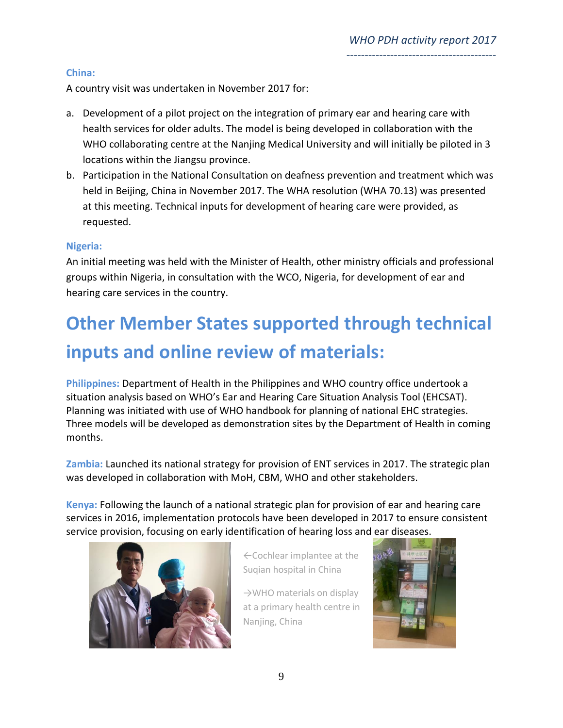### China:

A country visit was undertaken in November 2017 for:

a. Development of a pilot project on the integration of primary ear and hearing care with health services for older adults. The model is being developed in collaboration with the WHO collaborating centre at the Nanjing Medical University and will initially be piloted in 3 locations within the Jiangsu province.
b. Participation in the National Consultation on deafness prevention and treatment which was held in Beijing, China in November 2017. The WHA resolution (WHA 70.13) was presented at this meeting. Technical inputs for development of hearing care were provided, as requested.

### Nigeria:

An initial meeting was held with the Minister of Health, other ministry officials and professional groups within Nigeria, in consultation with the WCO, Nigeria, for development of ear and hearing care services in the country.

# Other Member States supported through technical inputs and online review of materials:

**Philippines:** Department of Health in the Philippines and WHO country office undertook a situation analysis based on WHO's Ear and Hearing Care Situation Analysis Tool (EHCSAT). Planning was initiated with use of WHO handbook for planning of national EHC strategies. Three models will be developed as demonstration sites by the Department of Health in coming months.

**Zambia:** Launched its national strategy for provision of ENT services in 2017. The strategic plan was developed in collaboration with MoH, CBM, WHO and other stakeholders.

**Kenya:** Following the launch of a national strategic plan for provision of ear and hearing care services in 2016, implementation protocols have been developed in 2017 to ensure consistent service provision, focusing on early identification of hearing loss and ear diseases.

←Cochlear implantee at the Suqian hospital in China

→WHO materials on display at a primary health centre in Nanjing, China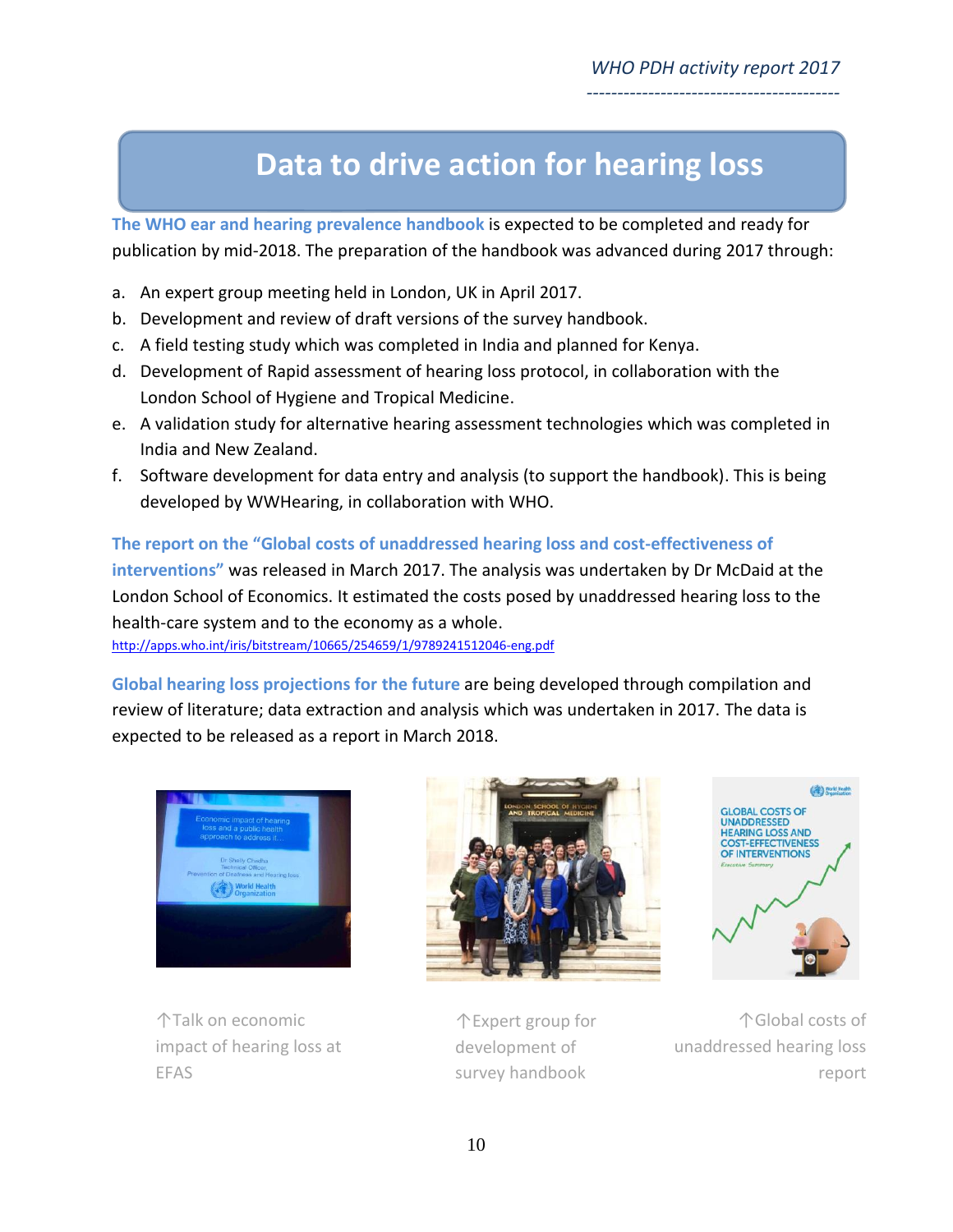# Data to drive action for hearing loss

**The WHO ear and hearing prevalence handbook** is expected to be completed and ready for publication by mid-2018. The preparation of the handbook was advanced during 2017 through:

a. An expert group meeting held in London, UK in April 2017.
b. Development and review of draft versions of the survey handbook.
c. A field testing study which was completed in India and planned for Kenya.
d. Development of Rapid assessment of hearing loss protocol, in collaboration with the London School of Hygiene and Tropical Medicine.
e. A validation study for alternative hearing assessment technologies which was completed in India and New Zealand.
f. Software development for data entry and analysis (to support the handbook). This is being developed by WWHearing, in collaboration with WHO.

**The report on the "Global costs of unaddressed hearing loss and cost-effectiveness of interventions"** was released in March 2017. The analysis was undertaken by Dr McDaid at the London School of Economics. It estimated the costs posed by unaddressed hearing loss to the health-care system and to the economy as a whole.
http://apps.who.int/iris/bitstream/10665/254659/1/9789241512046-eng.pdf

**Global hearing loss projections for the future** are being developed through compilation and review of literature; data extraction and analysis which was undertaken in 2017. The data is expected to be released as a report in March 2018.

↑Talk on economic impact of hearing loss at EFAS

↑Expert group for development of survey handbook

↑Global costs of unaddressed hearing loss report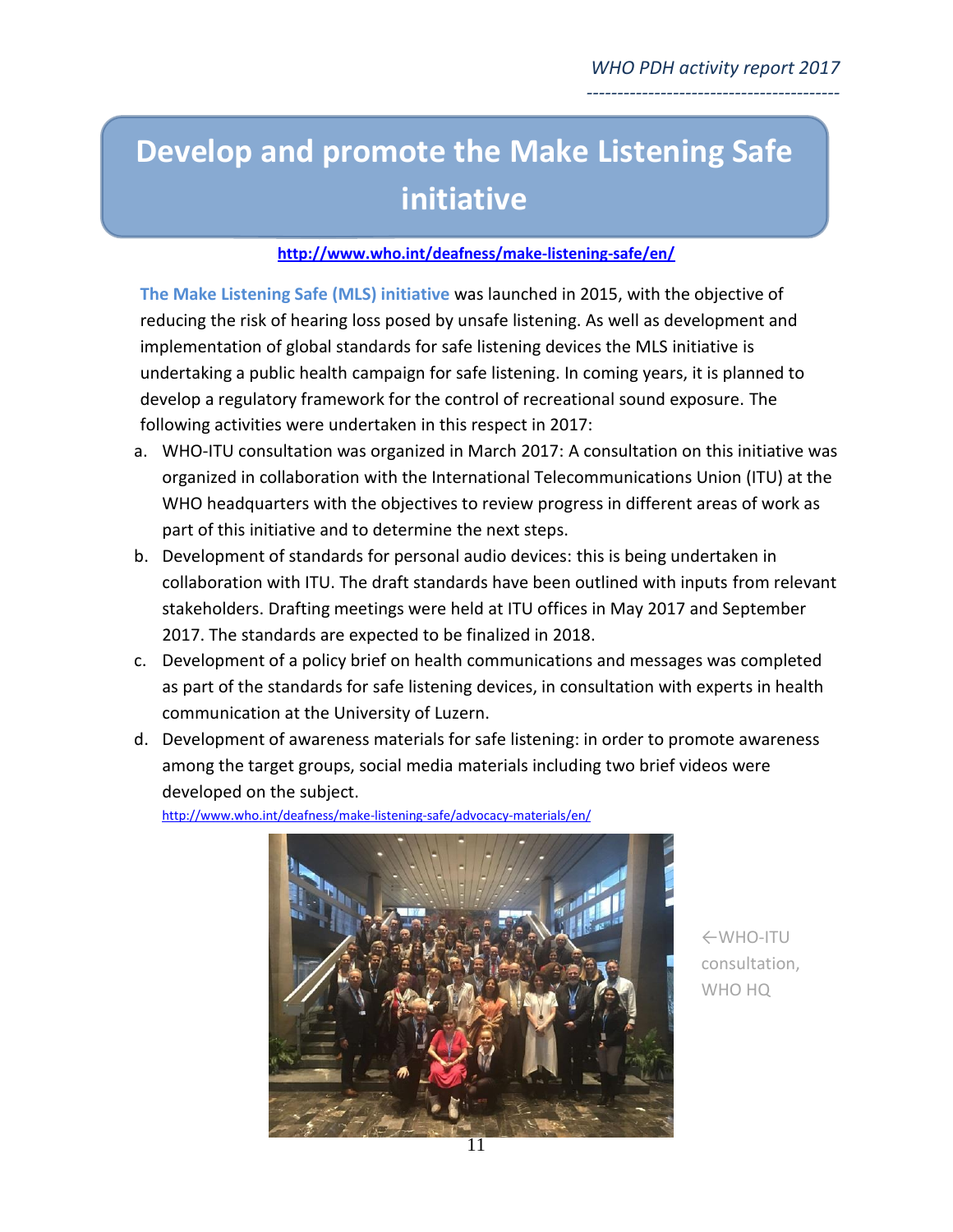# Develop and promote the Make Listening Safe initiative

**http://www.who.int/deafness/make-listening-safe/en/**

**The Make Listening Safe (MLS) initiative** was launched in 2015, with the objective of reducing the risk of hearing loss posed by unsafe listening. As well as development and implementation of global standards for safe listening devices the MLS initiative is undertaking a public health campaign for safe listening. In coming years, it is planned to develop a regulatory framework for the control of recreational sound exposure. The following activities were undertaken in this respect in 2017:

a. WHO-ITU consultation was organized in March 2017: A consultation on this initiative was organized in collaboration with the International Telecommunications Union (ITU) at the WHO headquarters with the objectives to review progress in different areas of work as part of this initiative and to determine the next steps.
b. Development of standards for personal audio devices: this is being undertaken in collaboration with ITU. The draft standards have been outlined with inputs from relevant stakeholders. Drafting meetings were held at ITU offices in May 2017 and September 2017. The standards are expected to be finalized in 2018.
c. Development of a policy brief on health communications and messages was completed as part of the standards for safe listening devices, in consultation with experts in health communication at the University of Luzern.
d. Development of awareness materials for safe listening: in order to promote awareness among the target groups, social media materials including two brief videos were developed on the subject.
   http://www.who.int/deafness/make-listening-safe/advocacy-materials/en/

←WHO-ITU consultation, WHO HQ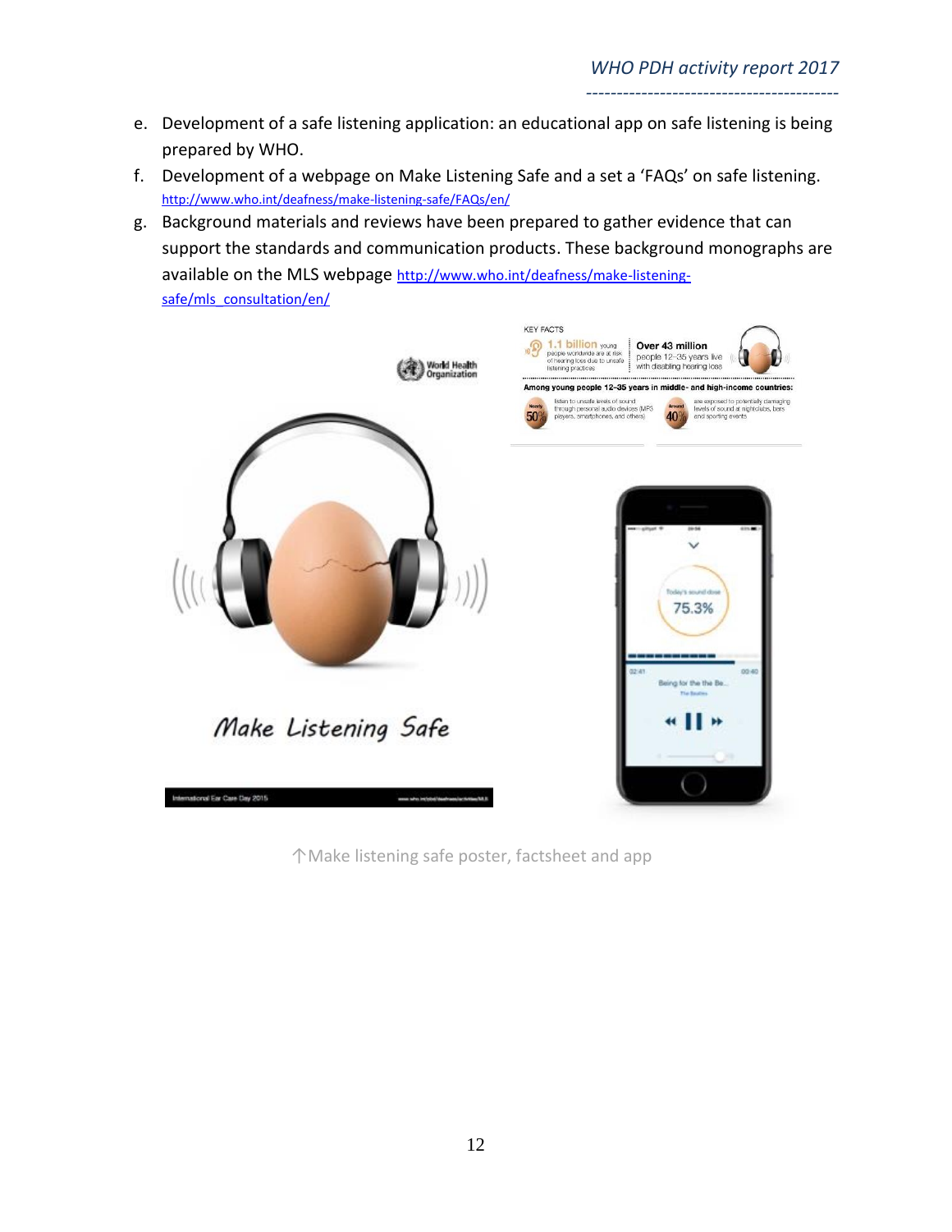e. Development of a safe listening application: an educational app on safe listening is being prepared by WHO.

f. Development of a webpage on Make Listening Safe and a set a 'FAQs' on safe listening. http://www.who.int/deafness/make-listening-safe/FAQs/en/

g. Background materials and reviews have been prepared to gather evidence that can support the standards and communication products. These background monographs are available on the MLS webpage http://www.who.int/deafness/make-listening-safe/mls_consultation/en/

↑Make listening safe poster, factsheet and app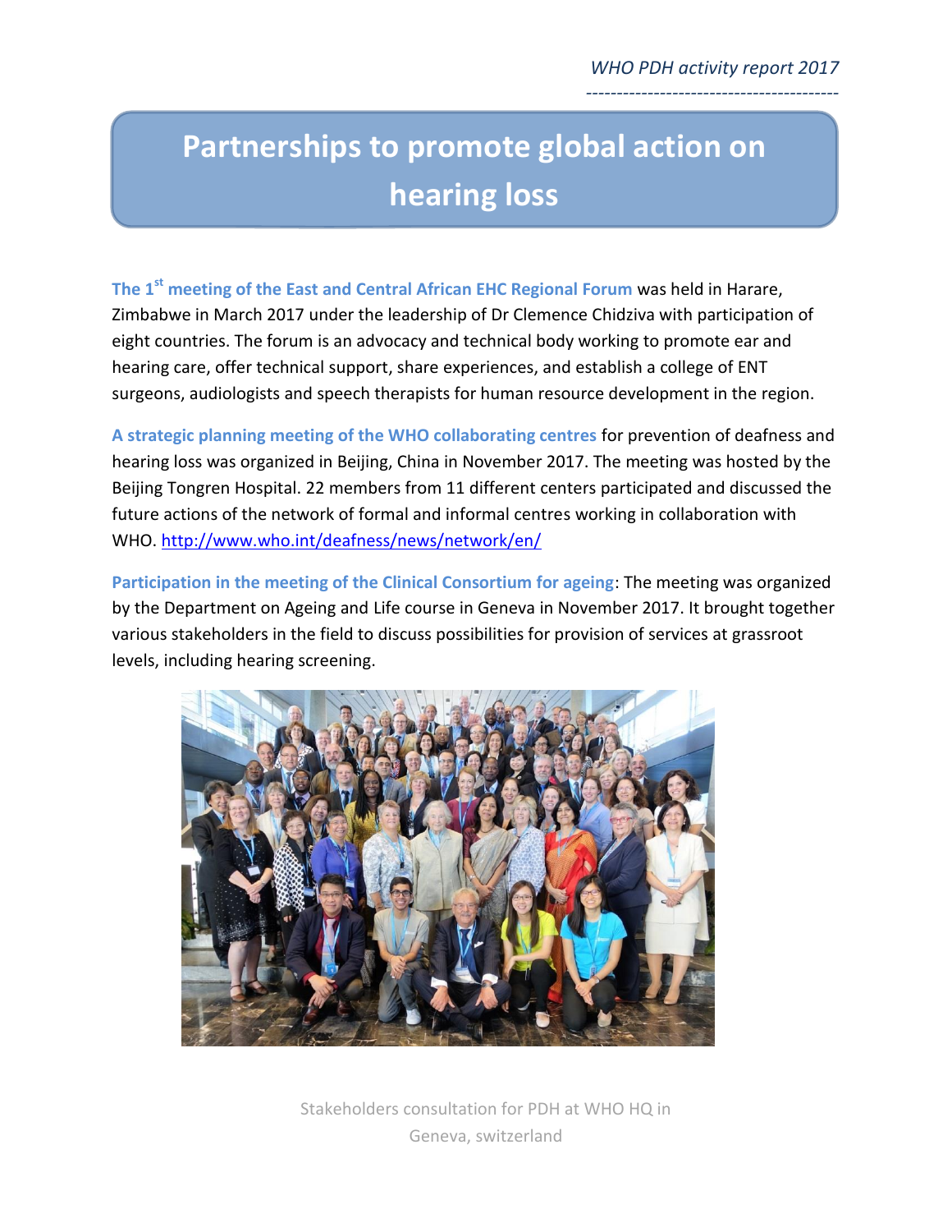# Partnerships to promote global action on hearing loss

**The 1st meeting of the East and Central African EHC Regional Forum** was held in Harare, Zimbabwe in March 2017 under the leadership of Dr Clemence Chidziva with participation of eight countries. The forum is an advocacy and technical body working to promote ear and hearing care, offer technical support, share experiences, and establish a college of ENT surgeons, audiologists and speech therapists for human resource development in the region.

**A strategic planning meeting of the WHO collaborating centres** for prevention of deafness and hearing loss was organized in Beijing, China in November 2017. The meeting was hosted by the Beijing Tongren Hospital. 22 members from 11 different centers participated and discussed the future actions of the network of formal and informal centres working in collaboration with WHO. http://www.who.int/deafness/news/network/en/

**Participation in the meeting of the Clinical Consortium for ageing**: The meeting was organized by the Department on Ageing and Life course in Geneva in November 2017. It brought together various stakeholders in the field to discuss possibilities for provision of services at grassroot levels, including hearing screening.

Stakeholders consultation for PDH at WHO HQ in Geneva, switzerland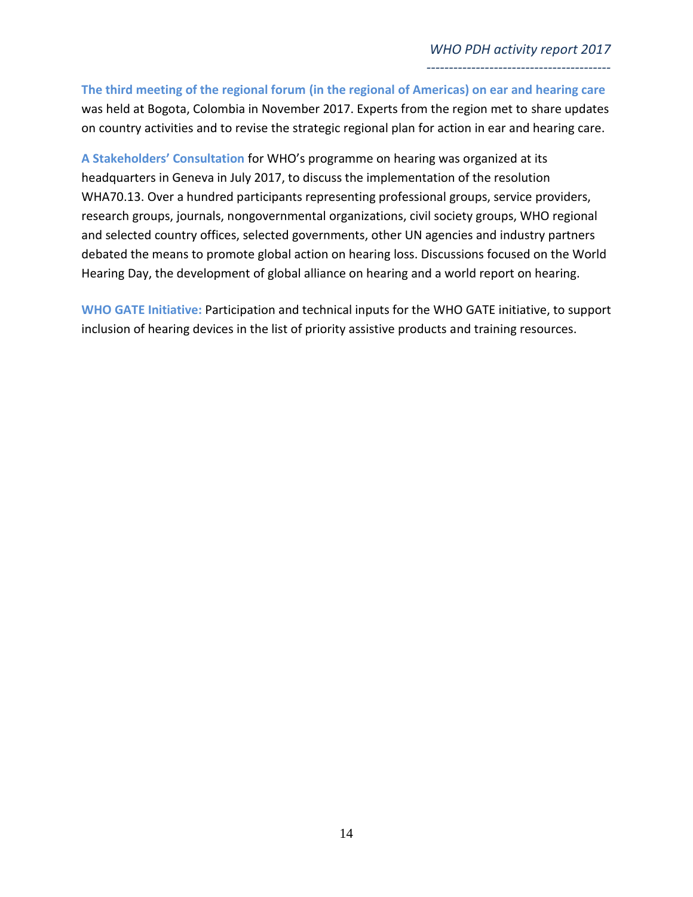**The third meeting of the regional forum (in the regional of Americas) on ear and hearing care** was held at Bogota, Colombia in November 2017. Experts from the region met to share updates on country activities and to revise the strategic regional plan for action in ear and hearing care.

**A Stakeholders' Consultation** for WHO's programme on hearing was organized at its headquarters in Geneva in July 2017, to discuss the implementation of the resolution WHA70.13. Over a hundred participants representing professional groups, service providers, research groups, journals, nongovernmental organizations, civil society groups, WHO regional and selected country offices, selected governments, other UN agencies and industry partners debated the means to promote global action on hearing loss. Discussions focused on the World Hearing Day, the development of global alliance on hearing and a world report on hearing.

**WHO GATE Initiative:** Participation and technical inputs for the WHO GATE initiative, to support inclusion of hearing devices in the list of priority assistive products and training resources.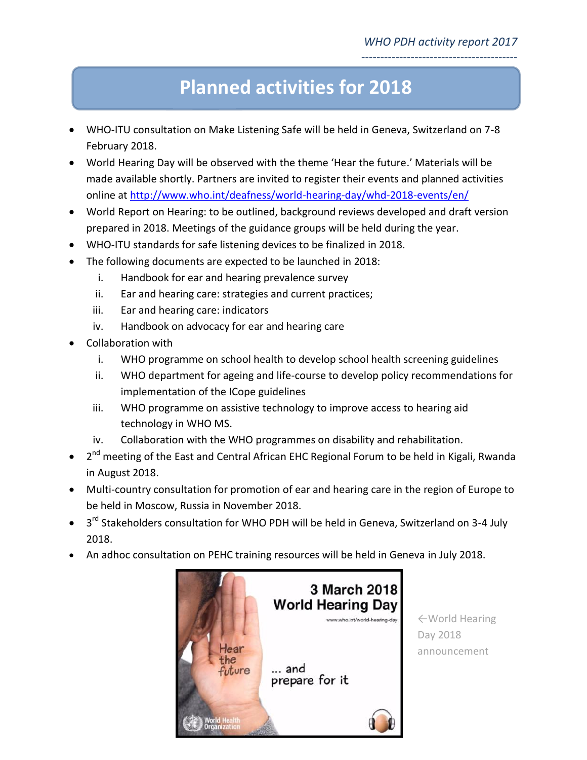# Planned activities for 2018

- WHO-ITU consultation on Make Listening Safe will be held in Geneva, Switzerland on 7-8 February 2018.
- World Hearing Day will be observed with the theme 'Hear the future.' Materials will be made available shortly. Partners are invited to register their events and planned activities online at http://www.who.int/deafness/world-hearing-day/whd-2018-events/en/
- World Report on Hearing: to be outlined, background reviews developed and draft version prepared in 2018. Meetings of the guidance groups will be held during the year.
- WHO-ITU standards for safe listening devices to be finalized in 2018.
- The following documents are expected to be launched in 2018:
    i. Handbook for ear and hearing prevalence survey
    ii. Ear and hearing care: strategies and current practices;
    iii. Ear and hearing care: indicators
    iv. Handbook on advocacy for ear and hearing care
- Collaboration with
    i. WHO programme on school health to develop school health screening guidelines
    ii. WHO department for ageing and life-course to develop policy recommendations for implementation of the ICope guidelines
    iii. WHO programme on assistive technology to improve access to hearing aid technology in WHO MS.
    iv. Collaboration with the WHO programmes on disability and rehabilitation.
- 2nd meeting of the East and Central African EHC Regional Forum to be held in Kigali, Rwanda in August 2018.
- Multi-country consultation for promotion of ear and hearing care in the region of Europe to be held in Moscow, Russia in November 2018.
- 3rd Stakeholders consultation for WHO PDH will be held in Geneva, Switzerland on 3-4 July 2018.
- An adhoc consultation on PEHC training resources will be held in Geneva in July 2018.

3 March 2018
World Hearing Day
www.who.int/world-hearing-day

Hear the future

... and prepare for it

World Health Organization

←World Hearing Day 2018 announcement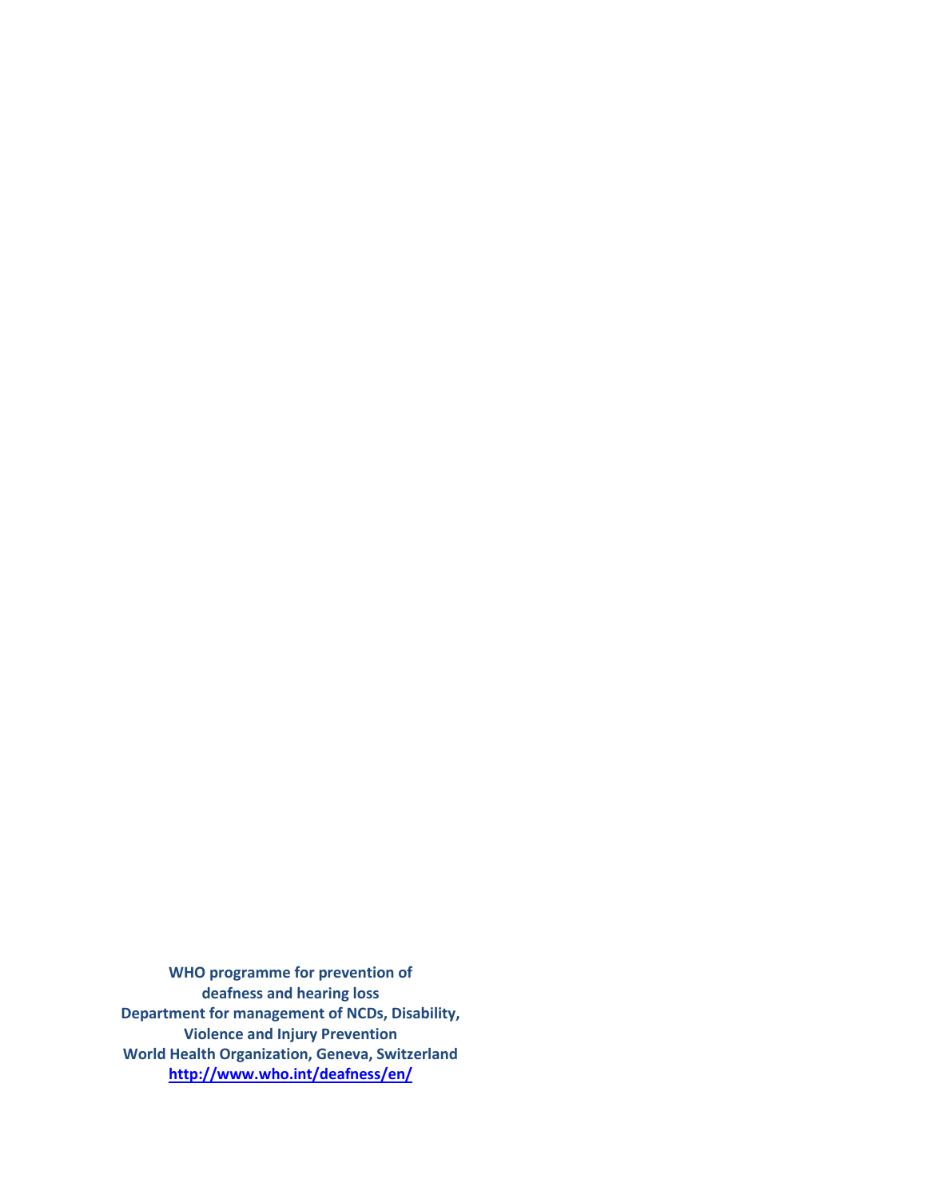**WHO programme for prevention of deafness and hearing loss**
**Department for management of NCDs, Disability, Violence and Injury Prevention**
**World Health Organization, Geneva, Switzerland**
**http://www.who.int/deafness/en/**